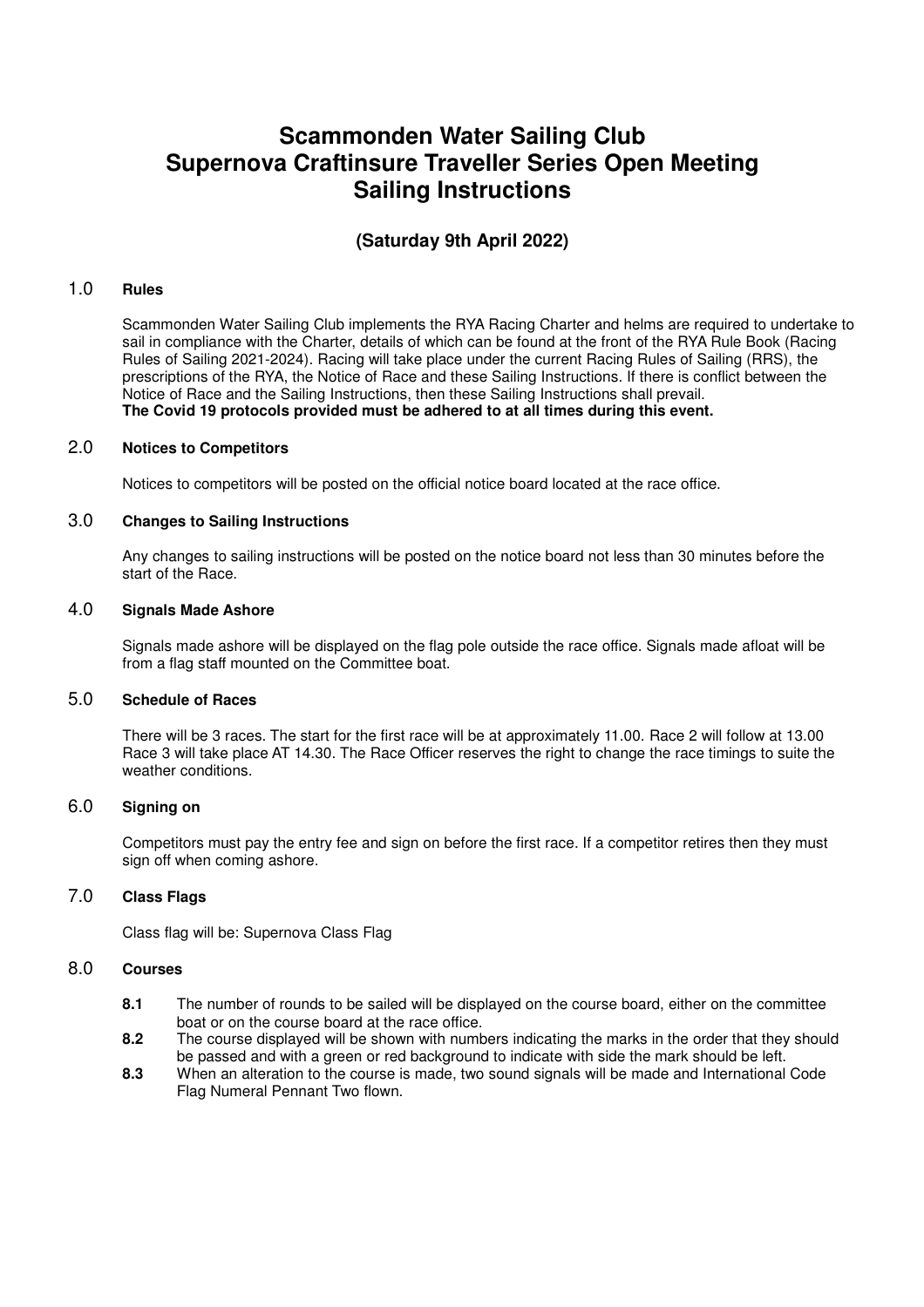# Scammonden Water Sailing Club
# Supernova Craftinsure Traveller Series Open Meeting
# Sailing Instructions

### (Saturday 9th April 2022)

## 1.0 Rules

Scammonden Water Sailing Club implements the RYA Racing Charter and helms are required to undertake to sail in compliance with the Charter, details of which can be found at the front of the RYA Rule Book (Racing Rules of Sailing 2021-2024). Racing will take place under the current Racing Rules of Sailing (RRS), the prescriptions of the RYA, the Notice of Race and these Sailing Instructions. If there is conflict between the Notice of Race and the Sailing Instructions, then these Sailing Instructions shall prevail.
**The Covid 19 protocols provided must be adhered to at all times during this event.**

## 2.0 Notices to Competitors

Notices to competitors will be posted on the official notice board located at the race office.

## 3.0 Changes to Sailing Instructions

Any changes to sailing instructions will be posted on the notice board not less than 30 minutes before the start of the Race.

## 4.0 Signals Made Ashore

Signals made ashore will be displayed on the flag pole outside the race office. Signals made afloat will be from a flag staff mounted on the Committee boat.

## 5.0 Schedule of Races

There will be 3 races. The start for the first race will be at approximately 11.00. Race 2 will follow at 13.00 Race 3 will take place AT 14.30. The Race Officer reserves the right to change the race timings to suite the weather conditions.

## 6.0 Signing on

Competitors must pay the entry fee and sign on before the first race. If a competitor retires then they must sign off when coming ashore.

## 7.0 Class Flags

Class flag will be: Supernova Class Flag

## 8.0 Courses

**8.1** The number of rounds to be sailed will be displayed on the course board, either on the committee boat or on the course board at the race office.

**8.2** The course displayed will be shown with numbers indicating the marks in the order that they should be passed and with a green or red background to indicate with side the mark should be left.

**8.3** When an alteration to the course is made, two sound signals will be made and International Code Flag Numeral Pennant Two flown.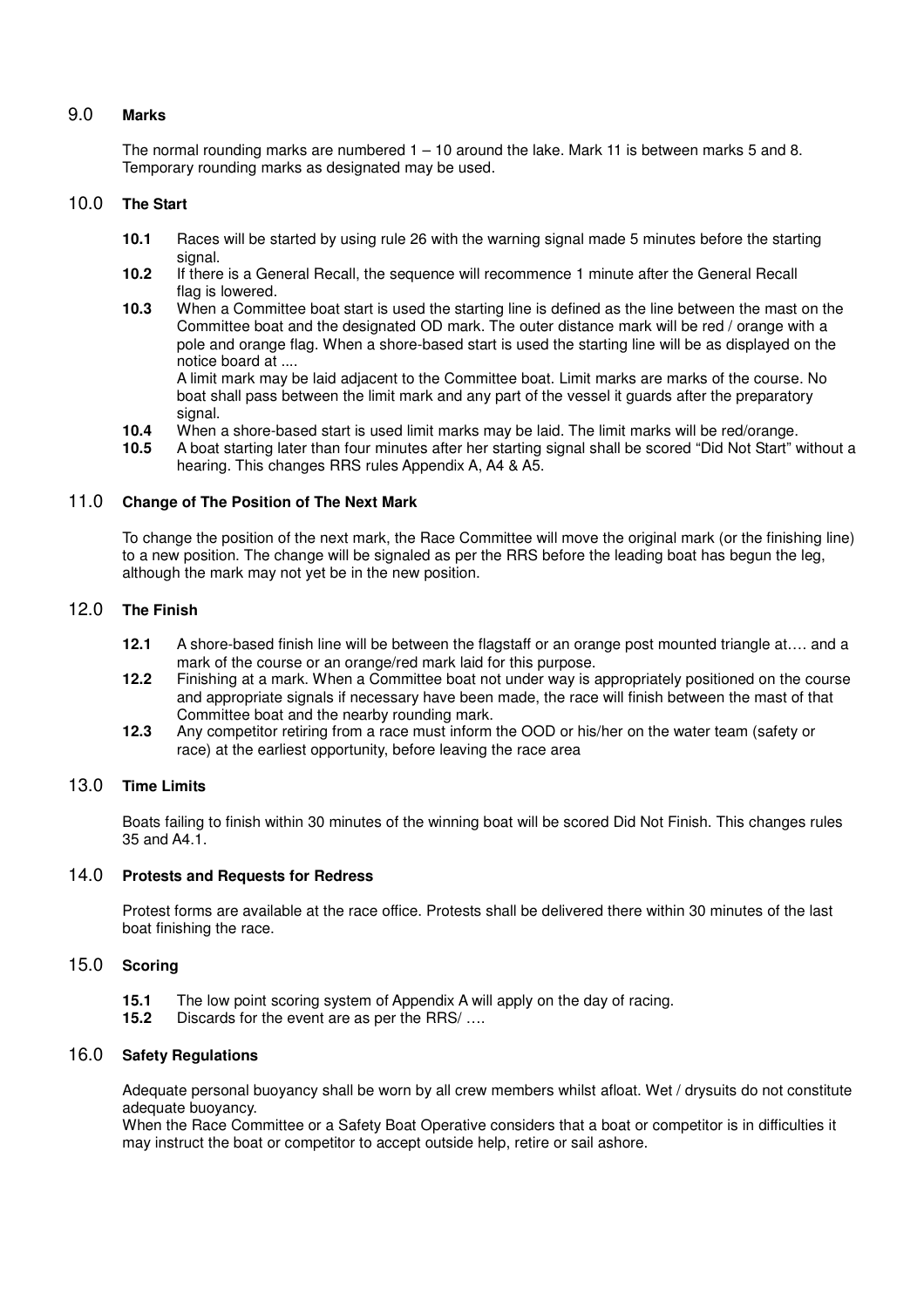## 9.0 Marks

The normal rounding marks are numbered 1 – 10 around the lake. Mark 11 is between marks 5 and 8. Temporary rounding marks as designated may be used.

## 10.0 The Start

**10.1** Races will be started by using rule 26 with the warning signal made 5 minutes before the starting signal.

**10.2** If there is a General Recall, the sequence will recommence 1 minute after the General Recall flag is lowered.

**10.3** When a Committee boat start is used the starting line is defined as the line between the mast on the Committee boat and the designated OD mark. The outer distance mark will be red / orange with a pole and orange flag. When a shore-based start is used the starting line will be as displayed on the notice board at ....

A limit mark may be laid adjacent to the Committee boat. Limit marks are marks of the course. No boat shall pass between the limit mark and any part of the vessel it guards after the preparatory signal.

**10.4** When a shore-based start is used limit marks may be laid. The limit marks will be red/orange.

**10.5** A boat starting later than four minutes after her starting signal shall be scored "Did Not Start" without a hearing. This changes RRS rules Appendix A, A4 & A5.

## 11.0 Change of The Position of The Next Mark

To change the position of the next mark, the Race Committee will move the original mark (or the finishing line) to a new position. The change will be signaled as per the RRS before the leading boat has begun the leg, although the mark may not yet be in the new position.

## 12.0 The Finish

**12.1** A shore-based finish line will be between the flagstaff or an orange post mounted triangle at…. and a mark of the course or an orange/red mark laid for this purpose.

**12.2** Finishing at a mark. When a Committee boat not under way is appropriately positioned on the course and appropriate signals if necessary have been made, the race will finish between the mast of that Committee boat and the nearby rounding mark.

**12.3** Any competitor retiring from a race must inform the OOD or his/her on the water team (safety or race) at the earliest opportunity, before leaving the race area

## 13.0 Time Limits

Boats failing to finish within 30 minutes of the winning boat will be scored Did Not Finish. This changes rules 35 and A4.1.

## 14.0 Protests and Requests for Redress

Protest forms are available at the race office. Protests shall be delivered there within 30 minutes of the last boat finishing the race.

## 15.0 Scoring

**15.1** The low point scoring system of Appendix A will apply on the day of racing.

**15.2** Discards for the event are as per the RRS/ ….

## 16.0 Safety Regulations

Adequate personal buoyancy shall be worn by all crew members whilst afloat. Wet / drysuits do not constitute adequate buoyancy.

When the Race Committee or a Safety Boat Operative considers that a boat or competitor is in difficulties it may instruct the boat or competitor to accept outside help, retire or sail ashore.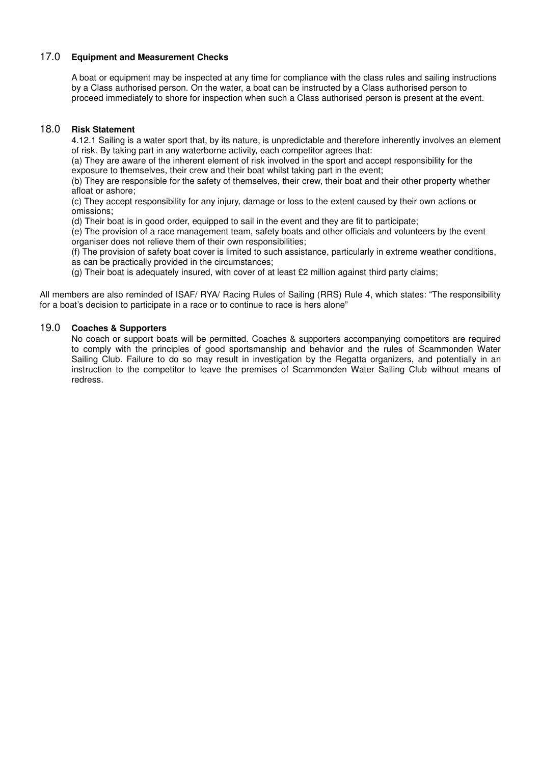## 17.0 Equipment and Measurement Checks

A boat or equipment may be inspected at any time for compliance with the class rules and sailing instructions by a Class authorised person. On the water, a boat can be instructed by a Class authorised person to proceed immediately to shore for inspection when such a Class authorised person is present at the event.

## 18.0 Risk Statement

4.12.1 Sailing is a water sport that, by its nature, is unpredictable and therefore inherently involves an element of risk. By taking part in any waterborne activity, each competitor agrees that:

(a) They are aware of the inherent element of risk involved in the sport and accept responsibility for the exposure to themselves, their crew and their boat whilst taking part in the event;

(b) They are responsible for the safety of themselves, their crew, their boat and their other property whether afloat or ashore;

(c) They accept responsibility for any injury, damage or loss to the extent caused by their own actions or omissions;

(d) Their boat is in good order, equipped to sail in the event and they are fit to participate;

(e) The provision of a race management team, safety boats and other officials and volunteers by the event organiser does not relieve them of their own responsibilities;

(f) The provision of safety boat cover is limited to such assistance, particularly in extreme weather conditions, as can be practically provided in the circumstances;

(g) Their boat is adequately insured, with cover of at least £2 million against third party claims;

All members are also reminded of ISAF/ RYA/ Racing Rules of Sailing (RRS) Rule 4, which states: "The responsibility for a boat's decision to participate in a race or to continue to race is hers alone"

## 19.0 Coaches & Supporters

No coach or support boats will be permitted. Coaches & supporters accompanying competitors are required to comply with the principles of good sportsmanship and behavior and the rules of Scammonden Water Sailing Club. Failure to do so may result in investigation by the Regatta organizers, and potentially in an instruction to the competitor to leave the premises of Scammonden Water Sailing Club without means of redress.